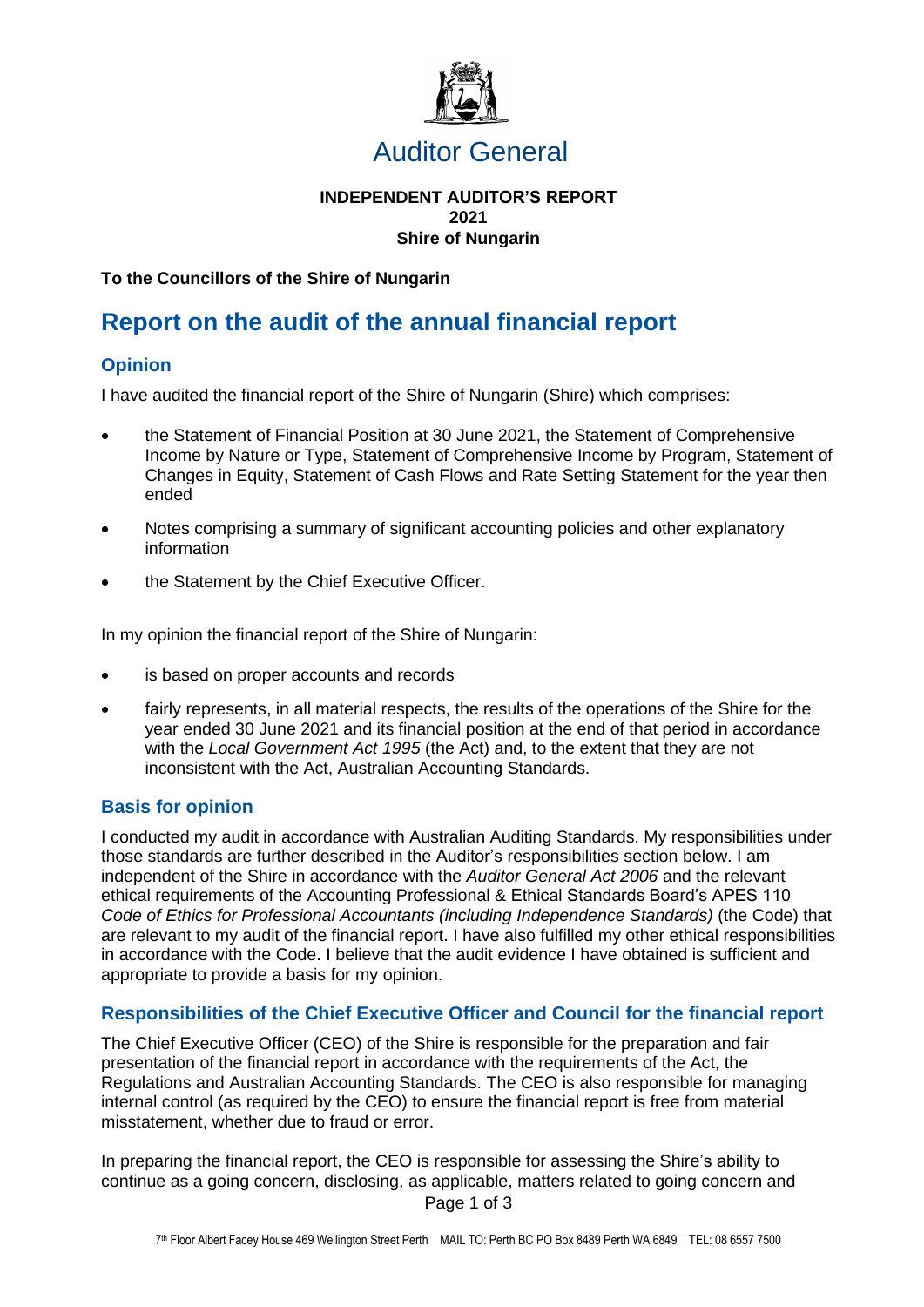# Auditor General

**INDEPENDENT AUDITOR'S REPORT**
**2021**
**Shire of Nungarin**

**To the Councillors of the Shire of Nungarin**

## Report on the audit of the annual financial report

### Opinion

I have audited the financial report of the Shire of Nungarin (Shire) which comprises:

- the Statement of Financial Position at 30 June 2021, the Statement of Comprehensive Income by Nature or Type, Statement of Comprehensive Income by Program, Statement of Changes in Equity, Statement of Cash Flows and Rate Setting Statement for the year then ended
- Notes comprising a summary of significant accounting policies and other explanatory information
- the Statement by the Chief Executive Officer.

In my opinion the financial report of the Shire of Nungarin:

- is based on proper accounts and records
- fairly represents, in all material respects, the results of the operations of the Shire for the year ended 30 June 2021 and its financial position at the end of that period in accordance with the *Local Government Act 1995* (the Act) and, to the extent that they are not inconsistent with the Act, Australian Accounting Standards.

### Basis for opinion

I conducted my audit in accordance with Australian Auditing Standards. My responsibilities under those standards are further described in the Auditor's responsibilities section below. I am independent of the Shire in accordance with the *Auditor General Act 2006* and the relevant ethical requirements of the Accounting Professional & Ethical Standards Board's APES 110 *Code of Ethics for Professional Accountants (including Independence Standards)* (the Code) that are relevant to my audit of the financial report. I have also fulfilled my other ethical responsibilities in accordance with the Code. I believe that the audit evidence I have obtained is sufficient and appropriate to provide a basis for my opinion.

### Responsibilities of the Chief Executive Officer and Council for the financial report

The Chief Executive Officer (CEO) of the Shire is responsible for the preparation and fair presentation of the financial report in accordance with the requirements of the Act, the Regulations and Australian Accounting Standards. The CEO is also responsible for managing internal control (as required by the CEO) to ensure the financial report is free from material misstatement, whether due to fraud or error.

In preparing the financial report, the CEO is responsible for assessing the Shire's ability to continue as a going concern, disclosing, as applicable, matters related to going concern and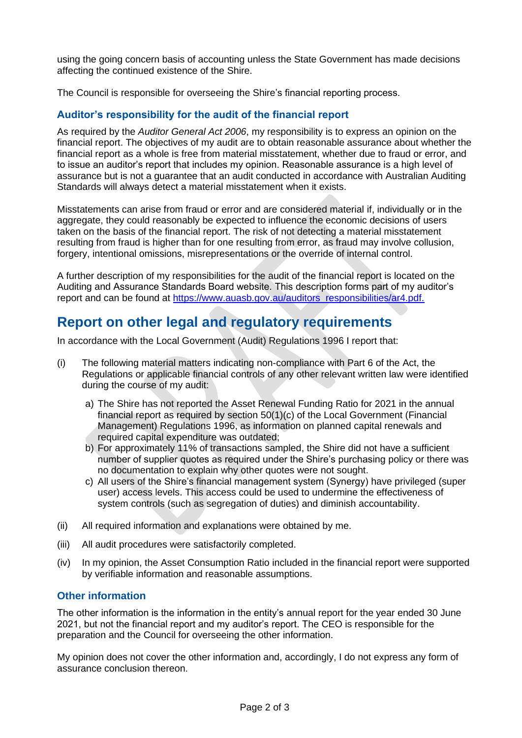using the going concern basis of accounting unless the State Government has made decisions affecting the continued existence of the Shire.

The Council is responsible for overseeing the Shire's financial reporting process.

### Auditor's responsibility for the audit of the financial report

As required by the *Auditor General Act 2006*, my responsibility is to express an opinion on the financial report. The objectives of my audit are to obtain reasonable assurance about whether the financial report as a whole is free from material misstatement, whether due to fraud or error, and to issue an auditor's report that includes my opinion. Reasonable assurance is a high level of assurance but is not a guarantee that an audit conducted in accordance with Australian Auditing Standards will always detect a material misstatement when it exists.

Misstatements can arise from fraud or error and are considered material if, individually or in the aggregate, they could reasonably be expected to influence the economic decisions of users taken on the basis of the financial report. The risk of not detecting a material misstatement resulting from fraud is higher than for one resulting from error, as fraud may involve collusion, forgery, intentional omissions, misrepresentations or the override of internal control.

A further description of my responsibilities for the audit of the financial report is located on the Auditing and Assurance Standards Board website. This description forms part of my auditor's report and can be found at https://www.auasb.gov.au/auditors_responsibilities/ar4.pdf.

## Report on other legal and regulatory requirements

In accordance with the Local Government (Audit) Regulations 1996 I report that:

(i) The following material matters indicating non-compliance with Part 6 of the Act, the Regulations or applicable financial controls of any other relevant written law were identified during the course of my audit:

a) The Shire has not reported the Asset Renewal Funding Ratio for 2021 in the annual financial report as required by section 50(1)(c) of the Local Government (Financial Management) Regulations 1996, as information on planned capital renewals and required capital expenditure was outdated;

b) For approximately 11% of transactions sampled, the Shire did not have a sufficient number of supplier quotes as required under the Shire's purchasing policy or there was no documentation to explain why other quotes were not sought.

c) All users of the Shire's financial management system (Synergy) have privileged (super user) access levels. This access could be used to undermine the effectiveness of system controls (such as segregation of duties) and diminish accountability.

(ii) All required information and explanations were obtained by me.

(iii) All audit procedures were satisfactorily completed.

(iv) In my opinion, the Asset Consumption Ratio included in the financial report were supported by verifiable information and reasonable assumptions.

### Other information

The other information is the information in the entity's annual report for the year ended 30 June 2021, but not the financial report and my auditor's report. The CEO is responsible for the preparation and the Council for overseeing the other information.

My opinion does not cover the other information and, accordingly, I do not express any form of assurance conclusion thereon.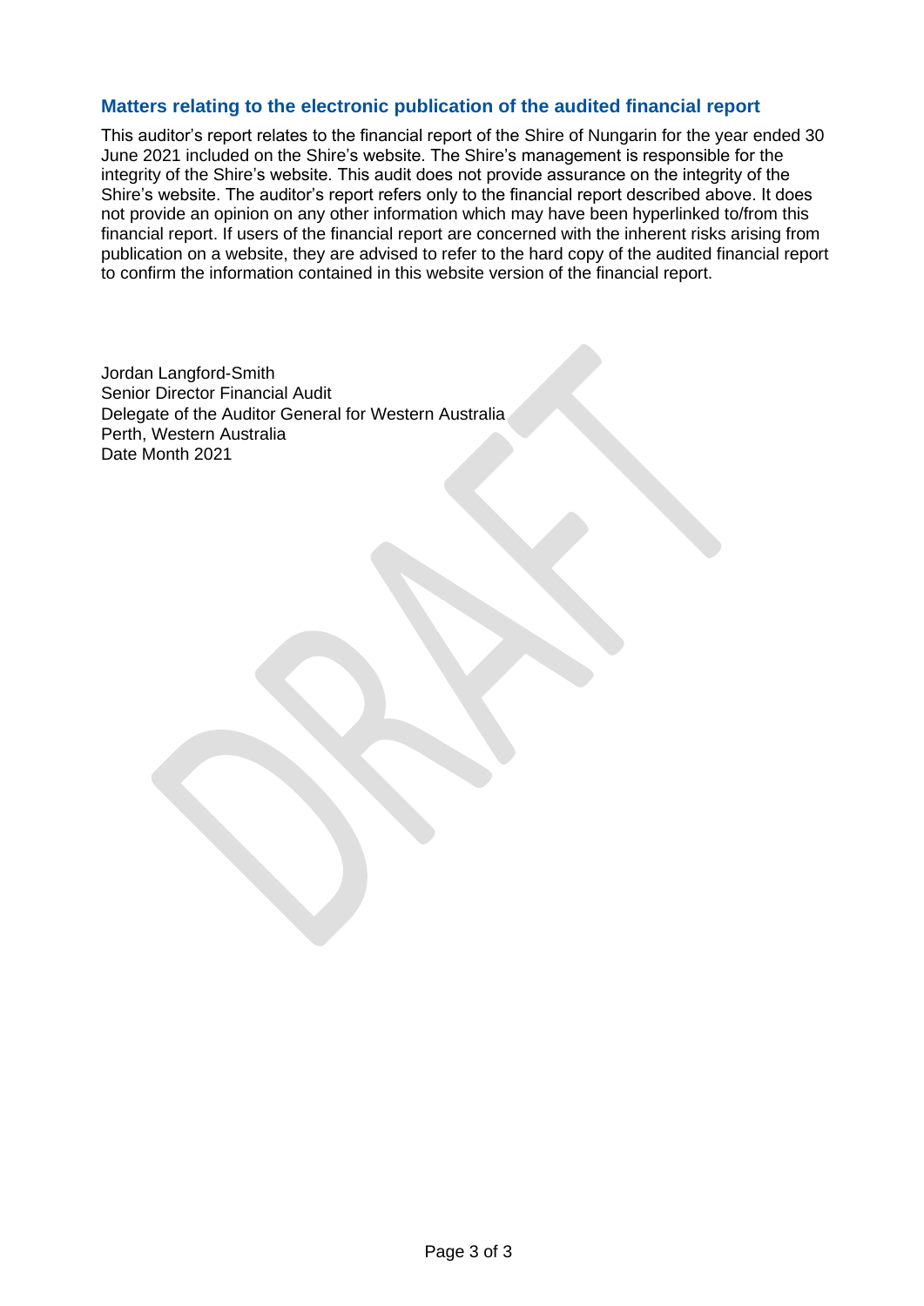## Matters relating to the electronic publication of the audited financial report

This auditor's report relates to the financial report of the Shire of Nungarin for the year ended 30 June 2021 included on the Shire's website. The Shire's management is responsible for the integrity of the Shire's website. This audit does not provide assurance on the integrity of the Shire's website. The auditor's report refers only to the financial report described above. It does not provide an opinion on any other information which may have been hyperlinked to/from this financial report. If users of the financial report are concerned with the inherent risks arising from publication on a website, they are advised to refer to the hard copy of the audited financial report to confirm the information contained in this website version of the financial report.

Jordan Langford-Smith
Senior Director Financial Audit
Delegate of the Auditor General for Western Australia
Perth, Western Australia
Date Month 2021